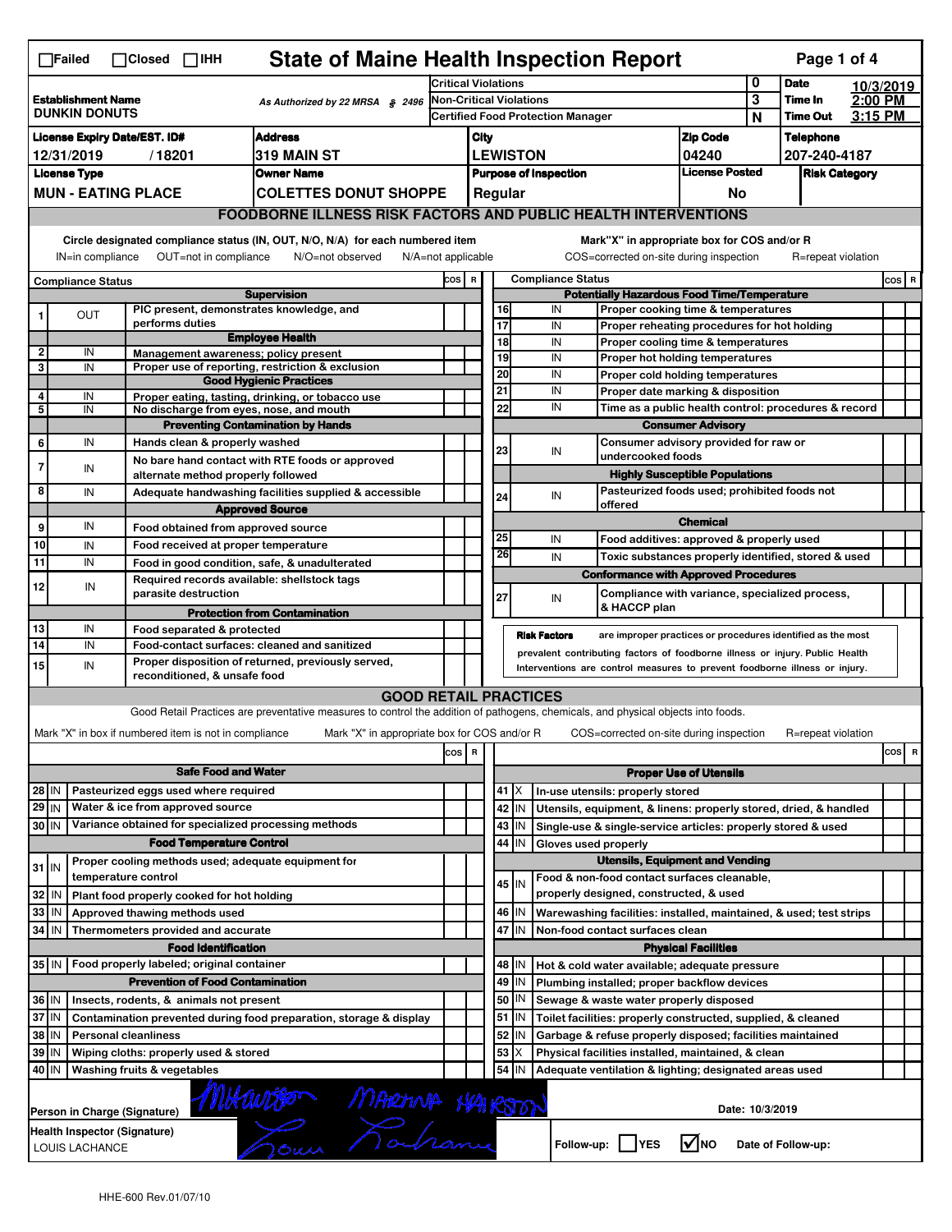☐Failed ☐Closed ☐IHH

# State of Maine Health Inspection Report

| | | | |
|---|---|---|---|
| **Establishment Name** DUNKIN DONUTS | As Authorized by 22 MRSA § 2496 | Critical Violations | 0 |
| | | Non-Critical Violations | 3 |
| | | Certified Food Protection Manager | N |

**Date** 10/3/2019 **Time In** 2:00 PM **Time Out** 3:15 PM

| License Expiry Date/EST. ID# | Address | City | Zip Code | Telephone |
|---|---|---|---|---|
| 12/31/2019 / 18201 | 319 MAIN ST | LEWISTON | 04240 | 207-240-4187 |

| License Type | Owner Name | Purpose of Inspection | License Posted | Risk Category |
|---|---|---|---|---|
| MUN - EATING PLACE | COLETTES DONUT SHOPPE | Regular | No | |

## FOODBORNE ILLNESS RISK FACTORS AND PUBLIC HEALTH INTERVENTIONS

Circle designated compliance status (IN, OUT, N/O, N/A) for each numbered item — IN=in compliance, OUT=not in compliance, N/O=not observed, N/A=not applicable

Mark "X" in appropriate box for COS and/or R — COS=corrected on-site during inspection, R=repeat violation

| # | Compliance Status | Item | COS | R |
|---|---|---|---|---|
| | | **Supervision** | | |
| 1 | OUT | PIC present, demonstrates knowledge, and performs duties | | |
| | | **Employee Health** | | |
| 2 | IN | Management awareness; policy present | | |
| 3 | IN | Proper use of reporting, restriction & exclusion | | |
| | | **Good Hygienic Practices** | | |
| 4 | IN | Proper eating, tasting, drinking, or tobacco use | | |
| 5 | IN | No discharge from eyes, nose, and mouth | | |
| | | **Preventing Contamination by Hands** | | |
| 6 | IN | Hands clean & properly washed | | |
| 7 | IN | No bare hand contact with RTE foods or approved alternate method properly followed | | |
| 8 | IN | Adequate handwashing facilities supplied & accessible | | |
| | | **Approved Source** | | |
| 9 | IN | Food obtained from approved source | | |
| 10 | IN | Food received at proper temperature | | |
| 11 | IN | Food in good condition, safe, & unadulterated | | |
| 12 | IN | Required records available: shellstock tags parasite destruction | | |
| | | **Protection from Contamination** | | |
| 13 | IN | Food separated & protected | | |
| 14 | IN | Food-contact surfaces: cleaned and sanitized | | |
| 15 | IN | Proper disposition of returned, previously served, reconditioned, & unsafe food | | |
| | | **Potentially Hazardous Food Time/Temperature** | | |
| 16 | IN | Proper cooking time & temperatures | | |
| 17 | IN | Proper reheating procedures for hot holding | | |
| 18 | IN | Proper cooling time & temperatures | | |
| 19 | IN | Proper hot holding temperatures | | |
| 20 | IN | Proper cold holding temperatures | | |
| 21 | IN | Proper date marking & disposition | | |
| 22 | IN | Time as a public health control: procedures & record | | |
| | | **Consumer Advisory** | | |
| 23 | IN | Consumer advisory provided for raw or undercooked foods | | |
| | | **Highly Susceptible Populations** | | |
| 24 | IN | Pasteurized foods used; prohibited foods not offered | | |
| | | **Chemical** | | |
| 25 | IN | Food additives: approved & properly used | | |
| 26 | IN | Toxic substances properly identified, stored & used | | |
| | | **Conformance with Approved Procedures** | | |
| 27 | IN | Compliance with variance, specialized process, & HACCP plan | | |

**Risk Factors** are improper practices or procedures identified as the most prevalent contributing factors of foodborne illness or injury. Public Health Interventions are control measures to prevent foodborne illness or injury.

## GOOD RETAIL PRACTICES

Good Retail Practices are preventative measures to control the addition of pathogens, chemicals, and physical objects into foods.

Mark "X" in box if numbered item is not in compliance — Mark "X" in appropriate box for COS and/or R — COS=corrected on-site during inspection — R=repeat violation

| # | Status | Item | COS | R |
|---|---|---|---|---|
| | | **Safe Food and Water** | | |
| 28 | IN | Pasteurized eggs used where required | | |
| 29 | IN | Water & ice from approved source | | |
| 30 | IN | Variance obtained for specialized processing methods | | |
| | | **Food Temperature Control** | | |
| 31 | IN | Proper cooling methods used; adequate equipment for temperature control | | |
| 32 | IN | Plant food properly cooked for hot holding | | |
| 33 | IN | Approved thawing methods used | | |
| 34 | IN | Thermometers provided and accurate | | |
| | | **Food Identification** | | |
| 35 | IN | Food properly labeled; original container | | |
| | | **Prevention of Food Contamination** | | |
| 36 | IN | Insects, rodents, & animals not present | | |
| 37 | IN | Contamination prevented during food preparation, storage & display | | |
| 38 | IN | Personal cleanliness | | |
| 39 | IN | Wiping cloths: properly used & stored | | |
| 40 | IN | Washing fruits & vegetables | | |
| | | **Proper Use of Utensils** | | |
| 41 | X | In-use utensils: properly stored | | |
| 42 | IN | Utensils, equipment, & linens: properly stored, dried, & handled | | |
| 43 | IN | Single-use & single-service articles: properly stored & used | | |
| 44 | IN | Gloves used properly | | |
| | | **Utensils, Equipment and Vending** | | |
| 45 | IN | Food & non-food contact surfaces cleanable, properly designed, constructed, & used | | |
| 46 | IN | Warewashing facilities: installed, maintained, & used; test strips | | |
| 47 | IN | Non-food contact surfaces clean | | |
| | | **Physical Facilities** | | |
| 48 | IN | Hot & cold water available; adequate pressure | | |
| 49 | IN | Plumbing installed; proper backflow devices | | |
| 50 | IN | Sewage & waste water properly disposed | | |
| 51 | IN | Toilet facilities: properly constructed, supplied, & cleaned | | |
| 52 | IN | Garbage & refuse properly disposed; facilities maintained | | |
| 53 | X | Physical facilities installed, maintained, & clean | | |
| 54 | IN | Adequate ventilation & lighting; designated areas used | | |

**Person in Charge (Signature)**: MARTINA HAIRSTON (signed) — **Date:** 10/3/2019

**Health Inspector (Signature)**: LOUIS LACHANCE (signed)

**Follow-up:** ☐ YES ☑ NO — **Date of Follow-up:**

HHE-600 Rev.01/07/10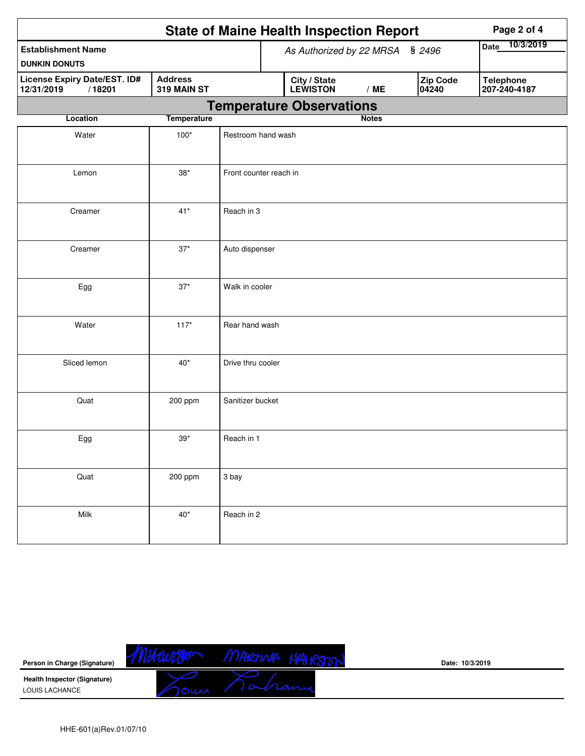# State of Maine Health Inspection Report

| Establishment Name | As Authorized by 22 MRSA § 2496 | | | Date 10/3/2019 |
|---|---|---|---|---|
| DUNKIN DONUTS | | | | |
| **License Expiry Date/EST. ID#** 12/31/2019 / 18201 | **Address** 319 MAIN ST | **City / State** LEWISTON / ME | **Zip Code** 04240 | **Telephone** 207-240-4187 |

## Temperature Observations

| Location | Temperature | Notes |
|---|---|---|
| Water | 100* | Restroom hand wash |
| Lemon | 38* | Front counter reach in |
| Creamer | 41* | Reach in 3 |
| Creamer | 37* | Auto dispenser |
| Egg | 37* | Walk in cooler |
| Water | 117* | Rear hand wash |
| Sliced lemon | 40* | Drive thru cooler |
| Quat | 200 ppm | Sanitizer bucket |
| Egg | 39* | Reach in 1 |
| Quat | 200 ppm | 3 bay |
| Milk | 40* | Reach in 2 |

**Person in Charge (Signature)** MARTINA HAIRSTON **Date:** 10/3/2019

**Health Inspector (Signature)**
LOUIS LACHANCE

HHE-601(a)Rev.01/07/10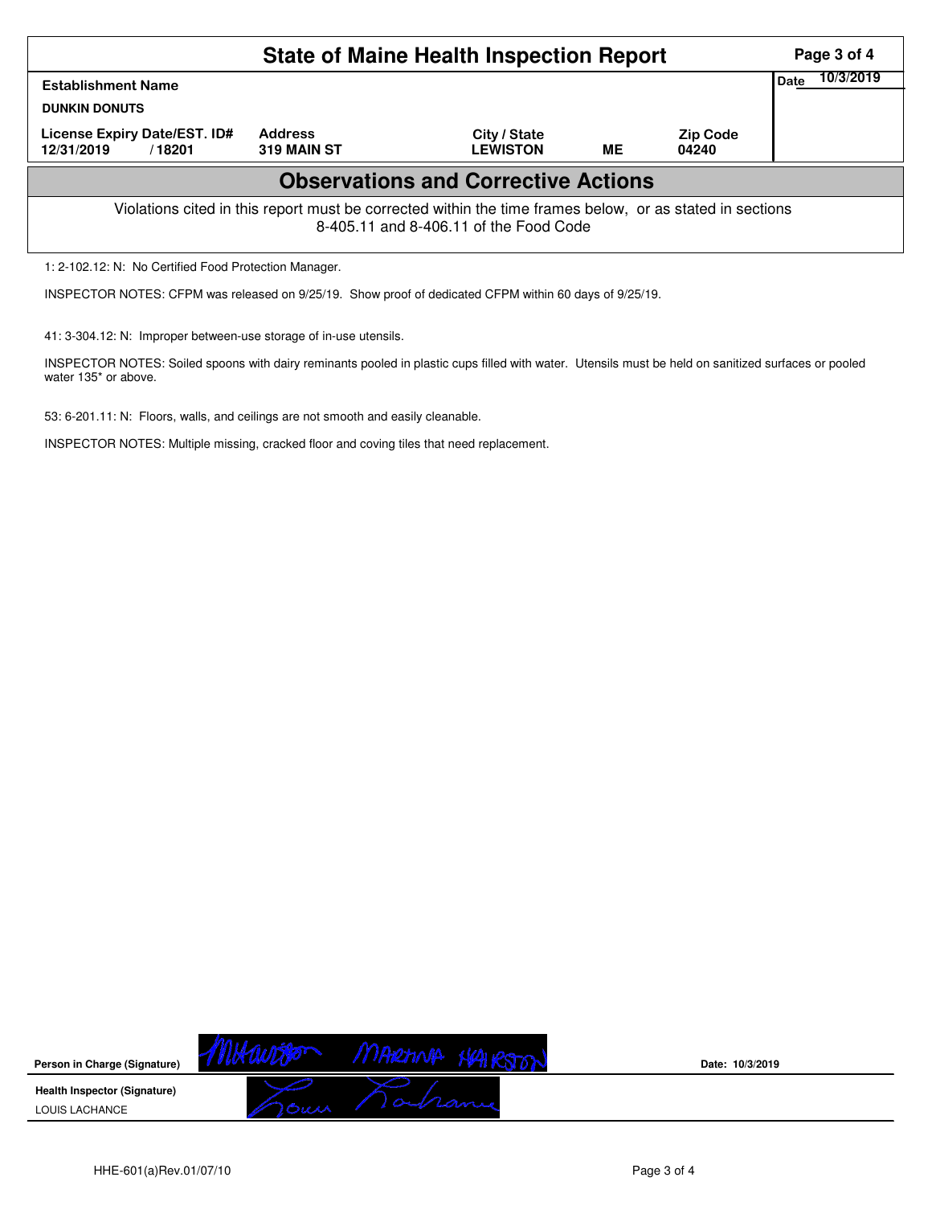# State of Maine Health Inspection Report

| Establishment Name | | | | | Date 10/3/2019 |
|---|---|---|---|---|---|
| DUNKIN DONUTS | | | | | |
| License Expiry Date/EST. ID# 12/31/2019 / 18201 | Address 319 MAIN ST | City / State LEWISTON | ME | Zip Code 04240 | |

## Observations and Corrective Actions

Violations cited in this report must be corrected within the time frames below, or as stated in sections 8-405.11 and 8-406.11 of the Food Code

1: 2-102.12: N: No Certified Food Protection Manager.

INSPECTOR NOTES: CFPM was released on 9/25/19. Show proof of dedicated CFPM within 60 days of 9/25/19.

41: 3-304.12: N: Improper between-use storage of in-use utensils.

INSPECTOR NOTES: Soiled spoons with dairy reminants pooled in plastic cups filled with water. Utensils must be held on sanitized surfaces or pooled water 135* or above.

53: 6-201.11: N: Floors, walls, and ceilings are not smooth and easily cleanable.

INSPECTOR NOTES: Multiple missing, cracked floor and coving tiles that need replacement.

**Person in Charge (Signature)** MHairston MARTINA HAIRSTON Date: 10/3/2019

**Health Inspector (Signature)** Louis Lachance
LOUIS LACHANCE

HHE-601(a)Rev.01/07/10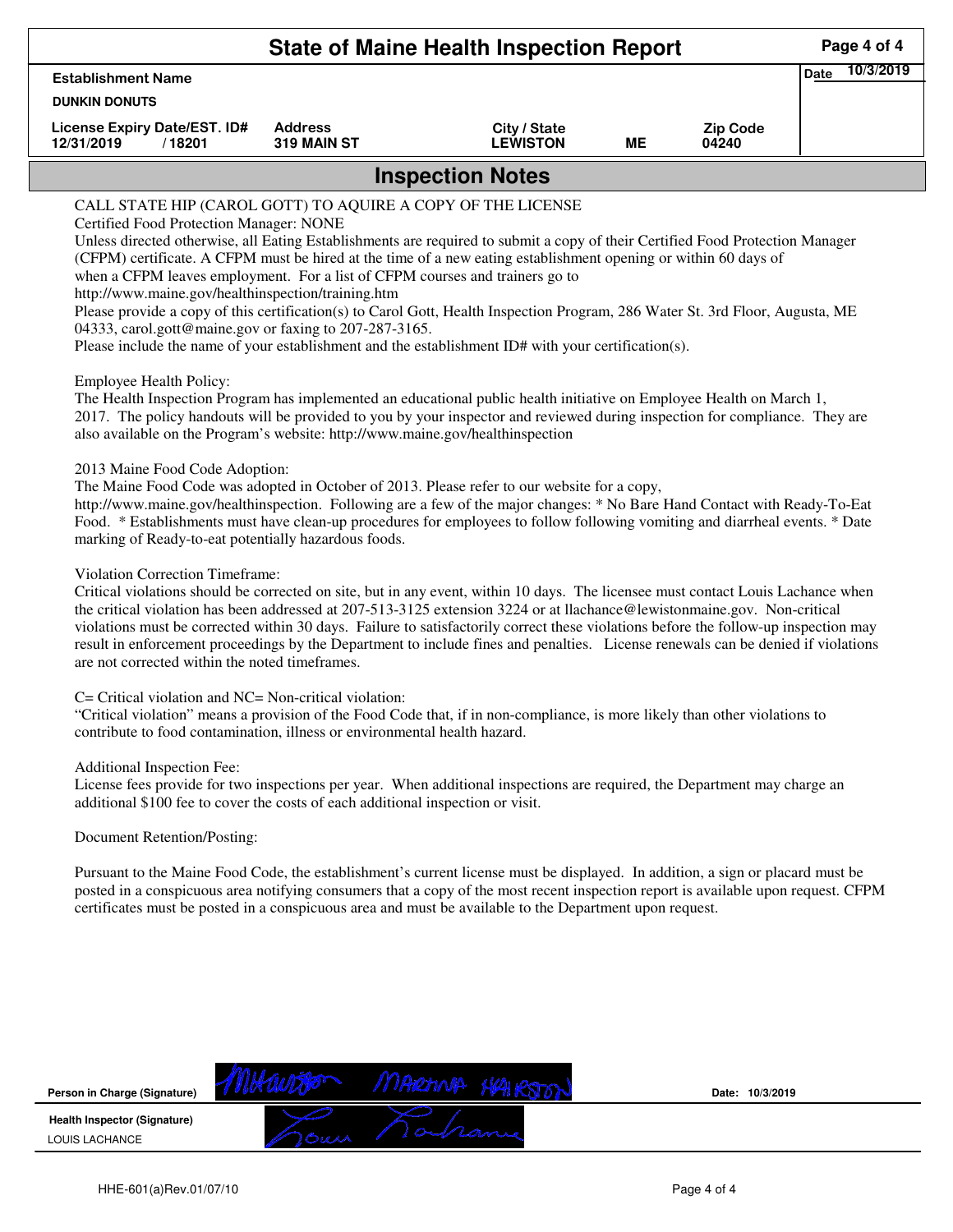# State of Maine Health Inspection Report

| Establishment Name | | | | | Date 10/3/2019 |
|---|---|---|---|---|---|
| DUNKIN DONUTS | | | | | |
| License Expiry Date/EST. ID# | Address | City / State | | Zip Code | |
| 12/31/2019 / 18201 | 319 MAIN ST | LEWISTON | ME | 04240 | |

## Inspection Notes

CALL STATE HIP (CAROL GOTT) TO AQUIRE A COPY OF THE LICENSE

Certified Food Protection Manager: NONE

Unless directed otherwise, all Eating Establishments are required to submit a copy of their Certified Food Protection Manager (CFPM) certificate. A CFPM must be hired at the time of a new eating establishment opening or within 60 days of when a CFPM leaves employment. For a list of CFPM courses and trainers go to http://www.maine.gov/healthinspection/training.htm

Please provide a copy of this certification(s) to Carol Gott, Health Inspection Program, 286 Water St. 3rd Floor, Augusta, ME 04333, carol.gott@maine.gov or faxing to 207-287-3165.

Please include the name of your establishment and the establishment ID# with your certification(s).

Employee Health Policy:

The Health Inspection Program has implemented an educational public health initiative on Employee Health on March 1, 2017. The policy handouts will be provided to you by your inspector and reviewed during inspection for compliance. They are also available on the Program's website: http://www.maine.gov/healthinspection

2013 Maine Food Code Adoption:

The Maine Food Code was adopted in October of 2013. Please refer to our website for a copy, http://www.maine.gov/healthinspection. Following are a few of the major changes: * No Bare Hand Contact with Ready-To-Eat Food. * Establishments must have clean-up procedures for employees to follow following vomiting and diarrheal events. * Date marking of Ready-to-eat potentially hazardous foods.

Violation Correction Timeframe:

Critical violations should be corrected on site, but in any event, within 10 days. The licensee must contact Louis Lachance when the critical violation has been addressed at 207-513-3125 extension 3224 or at llachance@lewistonmaine.gov. Non-critical violations must be corrected within 30 days. Failure to satisfactorily correct these violations before the follow-up inspection may result in enforcement proceedings by the Department to include fines and penalties. License renewals can be denied if violations are not corrected within the noted timeframes.

C= Critical violation and NC= Non-critical violation:

"Critical violation" means a provision of the Food Code that, if in non-compliance, is more likely than other violations to contribute to food contamination, illness or environmental health hazard.

Additional Inspection Fee:

License fees provide for two inspections per year. When additional inspections are required, the Department may charge an additional $100 fee to cover the costs of each additional inspection or visit.

Document Retention/Posting:

Pursuant to the Maine Food Code, the establishment's current license must be displayed. In addition, a sign or placard must be posted in a conspicuous area notifying consumers that a copy of the most recent inspection report is available upon request. CFPM certificates must be posted in a conspicuous area and must be available to the Department upon request.

| | | |
|---|---|---|
| Person in Charge (Signature) | MHAIRSTON MARTINA HAIRSTON | Date: 10/3/2019 |
| Health Inspector (Signature) LOUIS LACHANCE | Louis Lachance | |

HHE-601(a)Rev.01/07/10